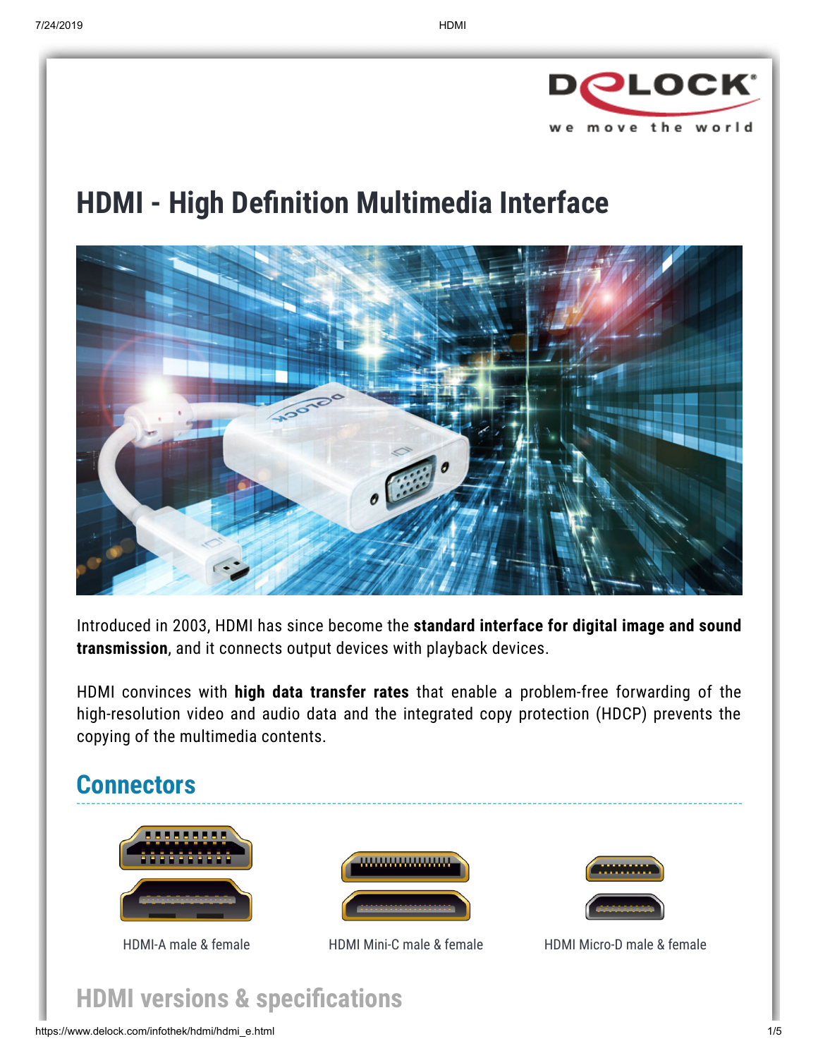# HDMI - High Definition Multimedia Interface

Introduced in 2003, HDMI has since become the **standard interface for digital image and sound transmission**, and it connects output devices with playback devices.

HDMI convinces with **high data transfer rates** that enable a problem-free forwarding of the high-resolution video and audio data and the integrated copy protection (HDCP) prevents the copying of the multimedia contents.

## Connectors

HDMI-A male & female

HDMI Mini-C male & female

HDMI Micro-D male & female

## HDMI versions & specifications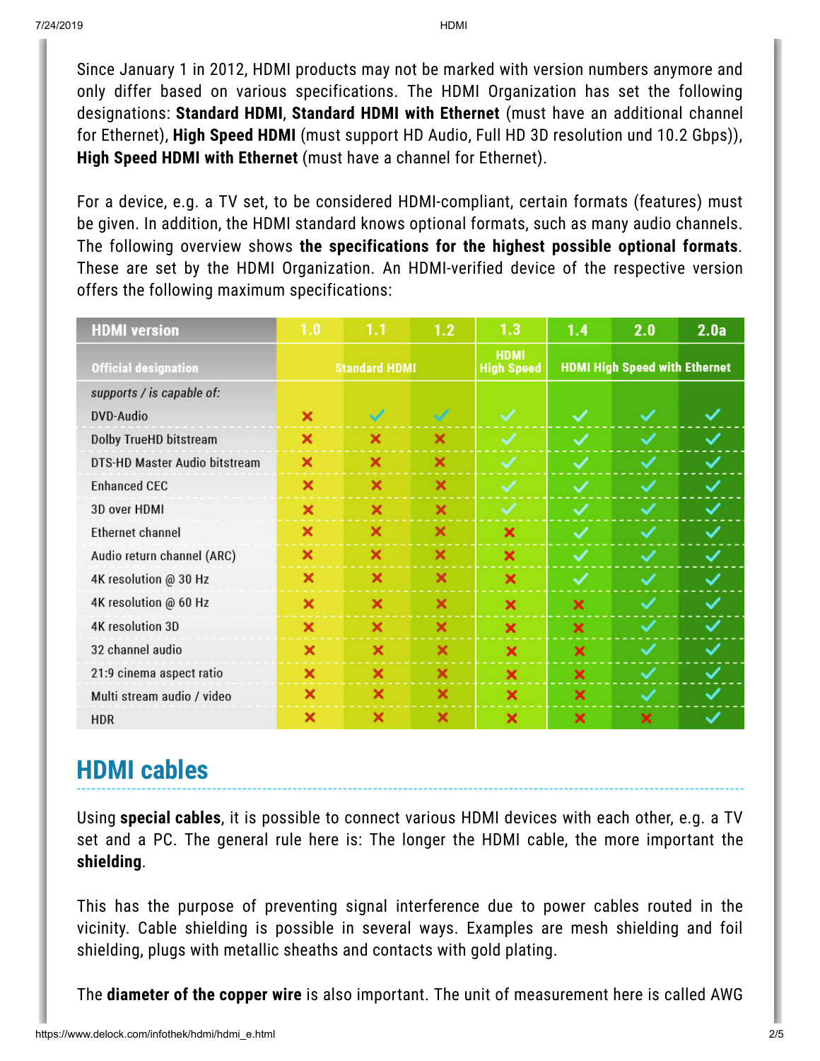Since January 1 in 2012, HDMI products may not be marked with version numbers anymore and only differ based on various specifications. The HDMI Organization has set the following designations: **Standard HDMI**, **Standard HDMI with Ethernet** (must have an additional channel for Ethernet), **High Speed HDMI** (must support HD Audio, Full HD 3D resolution und 10.2 Gbps)), **High Speed HDMI with Ethernet** (must have a channel for Ethernet).

For a device, e.g. a TV set, to be considered HDMI-compliant, certain formats (features) must be given. In addition, the HDMI standard knows optional formats, such as many audio channels. The following overview shows **the specifications for the highest possible optional formats**. These are set by the HDMI Organization. An HDMI-verified device of the respective version offers the following maximum specifications:

| HDMI version | 1.0 | 1.1 | 1.2 | 1.3 | 1.4 | 2.0 | 2.0a |
|---|---|---|---|---|---|---|---|
| Official designation | Standard HDMI | | | HDMI High Speed | HDMI High Speed with Ethernet | | |
| *supports / is capable of:* | | | | | | | |
| DVD-Audio | ✗ | ✓ | ✓ | ✓ | ✓ | ✓ | ✓ |
| Dolby TrueHD bitstream | ✗ | ✗ | ✗ | ✓ | ✓ | ✓ | ✓ |
| DTS-HD Master Audio bitstream | ✗ | ✗ | ✗ | ✓ | ✓ | ✓ | ✓ |
| Enhanced CEC | ✗ | ✗ | ✗ | ✓ | ✓ | ✓ | ✓ |
| 3D over HDMI | ✗ | ✗ | ✗ | ✓ | ✓ | ✓ | ✓ |
| Ethernet channel | ✗ | ✗ | ✗ | ✗ | ✓ | ✓ | ✓ |
| Audio return channel (ARC) | ✗ | ✗ | ✗ | ✗ | ✓ | ✓ | ✓ |
| 4K resolution @ 30 Hz | ✗ | ✗ | ✗ | ✗ | ✓ | ✓ | ✓ |
| 4K resolution @ 60 Hz | ✗ | ✗ | ✗ | ✗ | ✗ | ✓ | ✓ |
| 4K resolution 3D | ✗ | ✗ | ✗ | ✗ | ✗ | ✓ | ✓ |
| 32 channel audio | ✗ | ✗ | ✗ | ✗ | ✗ | ✓ | ✓ |
| 21:9 cinema aspect ratio | ✗ | ✗ | ✗ | ✗ | ✗ | ✓ | ✓ |
| Multi stream audio / video | ✗ | ✗ | ✗ | ✗ | ✗ | ✓ | ✓ |
| HDR | ✗ | ✗ | ✗ | ✗ | ✗ | ✗ | ✓ |

## HDMI cables

Using **special cables**, it is possible to connect various HDMI devices with each other, e.g. a TV set and a PC. The general rule here is: The longer the HDMI cable, the more important the **shielding**.

This has the purpose of preventing signal interference due to power cables routed in the vicinity. Cable shielding is possible in several ways. Examples are mesh shielding and foil shielding, plugs with metallic sheaths and contacts with gold plating.

The **diameter of the copper wire** is also important. The unit of measurement here is called AWG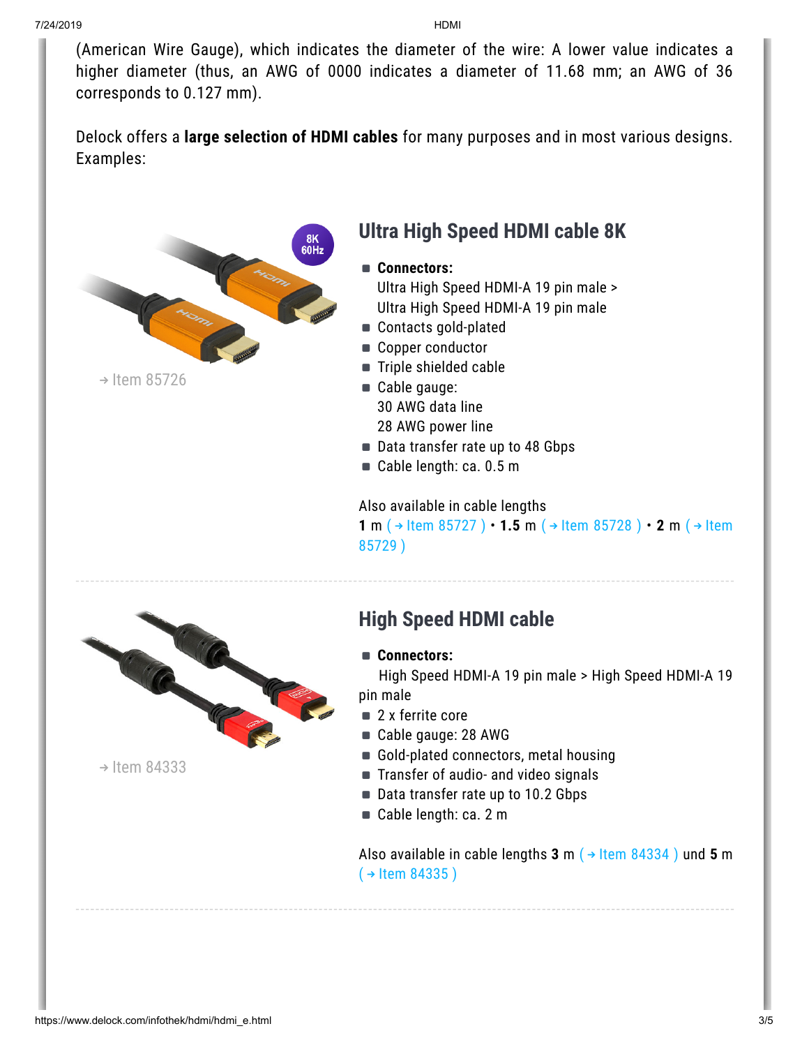(American Wire Gauge), which indicates the diameter of the wire: A lower value indicates a higher diameter (thus, an AWG of 0000 indicates a diameter of 11.68 mm; an AWG of 36 corresponds to 0.127 mm).

Delock offers a **large selection of HDMI cables** for many purposes and in most various designs. Examples:

→ Item 85726

## Ultra High Speed HDMI cable 8K

- **Connectors:**
  Ultra High Speed HDMI-A 19 pin male >
  Ultra High Speed HDMI-A 19 pin male
- Contacts gold-plated
- Copper conductor
- Triple shielded cable
- Cable gauge:
  30 AWG data line
  28 AWG power line
- Data transfer rate up to 48 Gbps
- Cable length: ca. 0.5 m

Also available in cable lengths
**1** m ( → Item 85727 ) • **1.5** m ( → Item 85728 ) • **2** m ( → Item 85729 )

---

→ Item 84333

## High Speed HDMI cable

- **Connectors:**
  High Speed HDMI-A 19 pin male > High Speed HDMI-A 19 pin male
- 2 x ferrite core
- Cable gauge: 28 AWG
- Gold-plated connectors, metal housing
- Transfer of audio- and video signals
- Data transfer rate up to 10.2 Gbps
- Cable length: ca. 2 m

Also available in cable lengths **3** m ( → Item 84334 ) und **5** m ( → Item 84335 )

---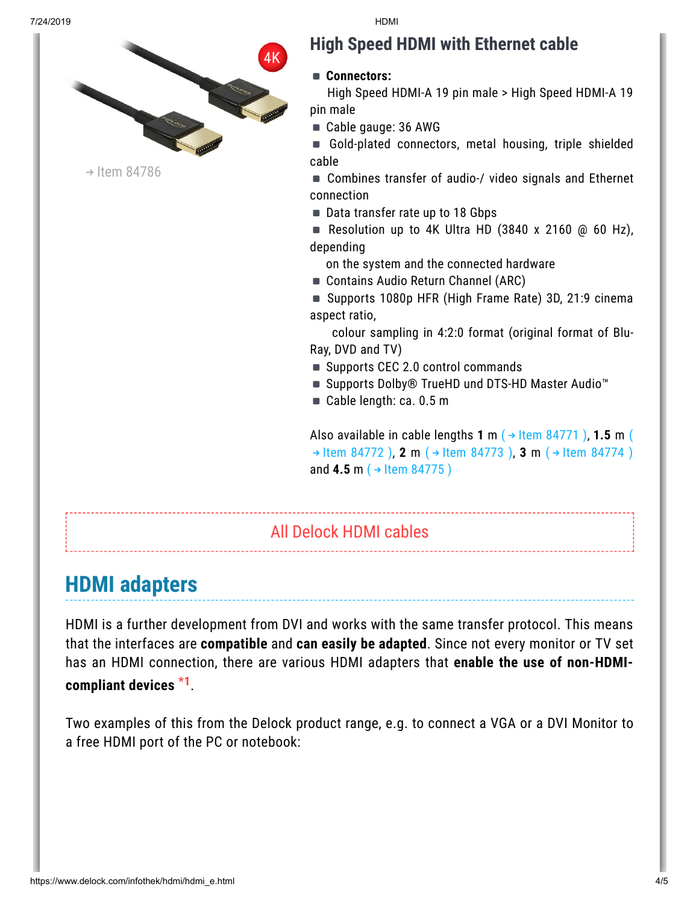→ Item 84786

## High Speed HDMI with Ethernet cable

- **Connectors:**
  High Speed HDMI-A 19 pin male > High Speed HDMI-A 19 pin male
- Cable gauge: 36 AWG
- Gold-plated connectors, metal housing, triple shielded cable
- Combines transfer of audio-/ video signals and Ethernet connection
- Data transfer rate up to 18 Gbps
- Resolution up to 4K Ultra HD (3840 x 2160 @ 60 Hz), depending
  on the system and the connected hardware
- Contains Audio Return Channel (ARC)
- Supports 1080p HFR (High Frame Rate) 3D, 21:9 cinema aspect ratio,
  colour sampling in 4:2:0 format (original format of Blu-Ray, DVD and TV)
- Supports CEC 2.0 control commands
- Supports Dolby® TrueHD und DTS-HD Master Audio™
- Cable length: ca. 0.5 m

Also available in cable lengths **1** m ( → Item 84771 ), **1.5** m ( → Item 84772 ), **2** m ( → Item 84773 ), **3** m ( → Item 84774 ) and **4.5** m ( → Item 84775 )

All Delock HDMI cables

## HDMI adapters

HDMI is a further development from DVI and works with the same transfer protocol. This means that the interfaces are **compatible** and **can easily be adapted**. Since not every monitor or TV set has an HDMI connection, there are various HDMI adapters that **enable the use of non-HDMI-compliant devices** *1.

Two examples of this from the Delock product range, e.g. to connect a VGA or a DVI Monitor to a free HDMI port of the PC or notebook: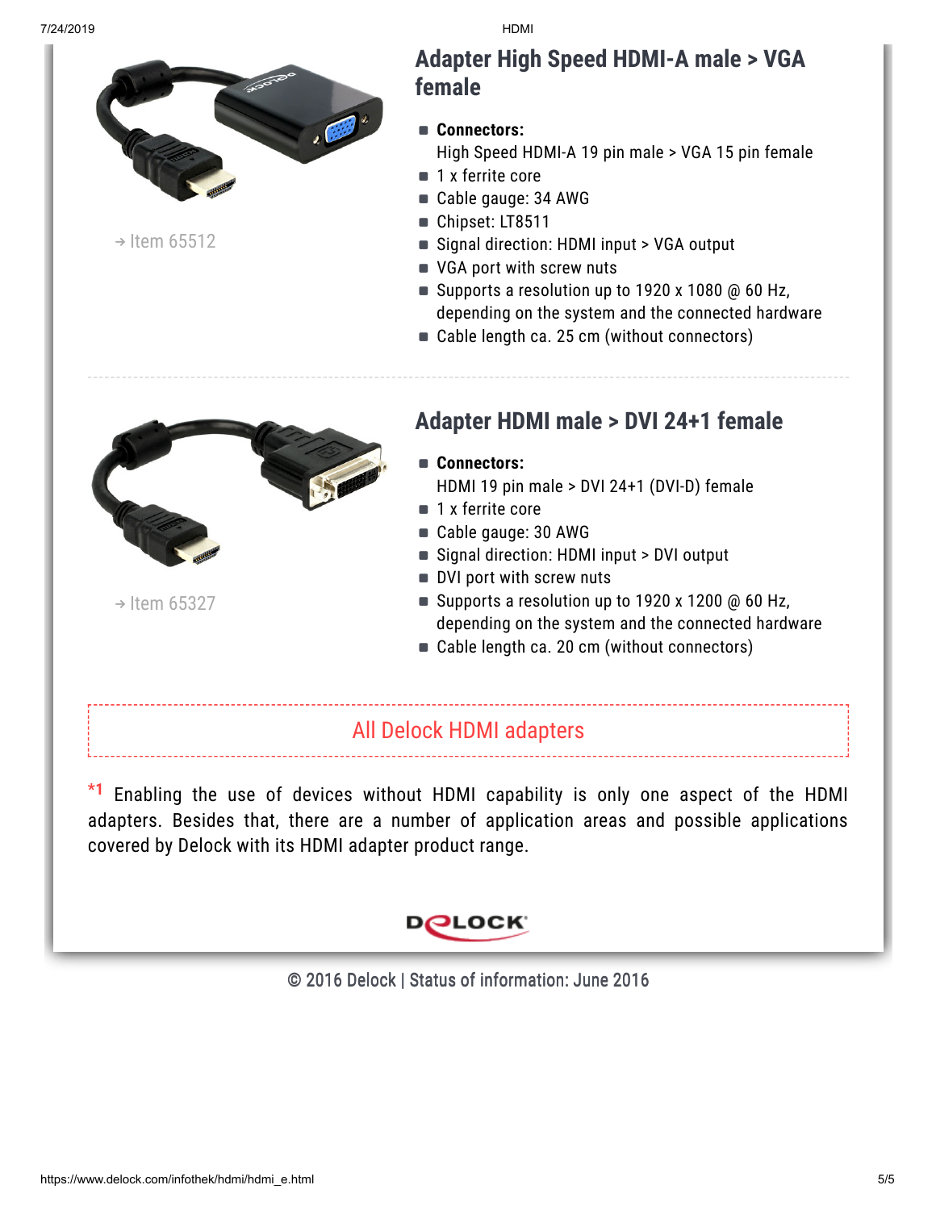→ Item 65512

## Adapter High Speed HDMI-A male > VGA female

- **Connectors:**
  High Speed HDMI-A 19 pin male > VGA 15 pin female
- 1 x ferrite core
- Cable gauge: 34 AWG
- Chipset: LT8511
- Signal direction: HDMI input > VGA output
- VGA port with screw nuts
- Supports a resolution up to 1920 x 1080 @ 60 Hz, depending on the system and the connected hardware
- Cable length ca. 25 cm (without connectors)

---

→ Item 65327

## Adapter HDMI male > DVI 24+1 female

- **Connectors:**
  HDMI 19 pin male > DVI 24+1 (DVI-D) female
- 1 x ferrite core
- Cable gauge: 30 AWG
- Signal direction: HDMI input > DVI output
- DVI port with screw nuts
- Supports a resolution up to 1920 x 1200 @ 60 Hz, depending on the system and the connected hardware
- Cable length ca. 20 cm (without connectors)

All Delock HDMI adapters

*1 Enabling the use of devices without HDMI capability is only one aspect of the HDMI adapters. Besides that, there are a number of application areas and possible applications covered by Delock with its HDMI adapter product range.

DELOCK

© 2016 Delock | Status of information: June 2016